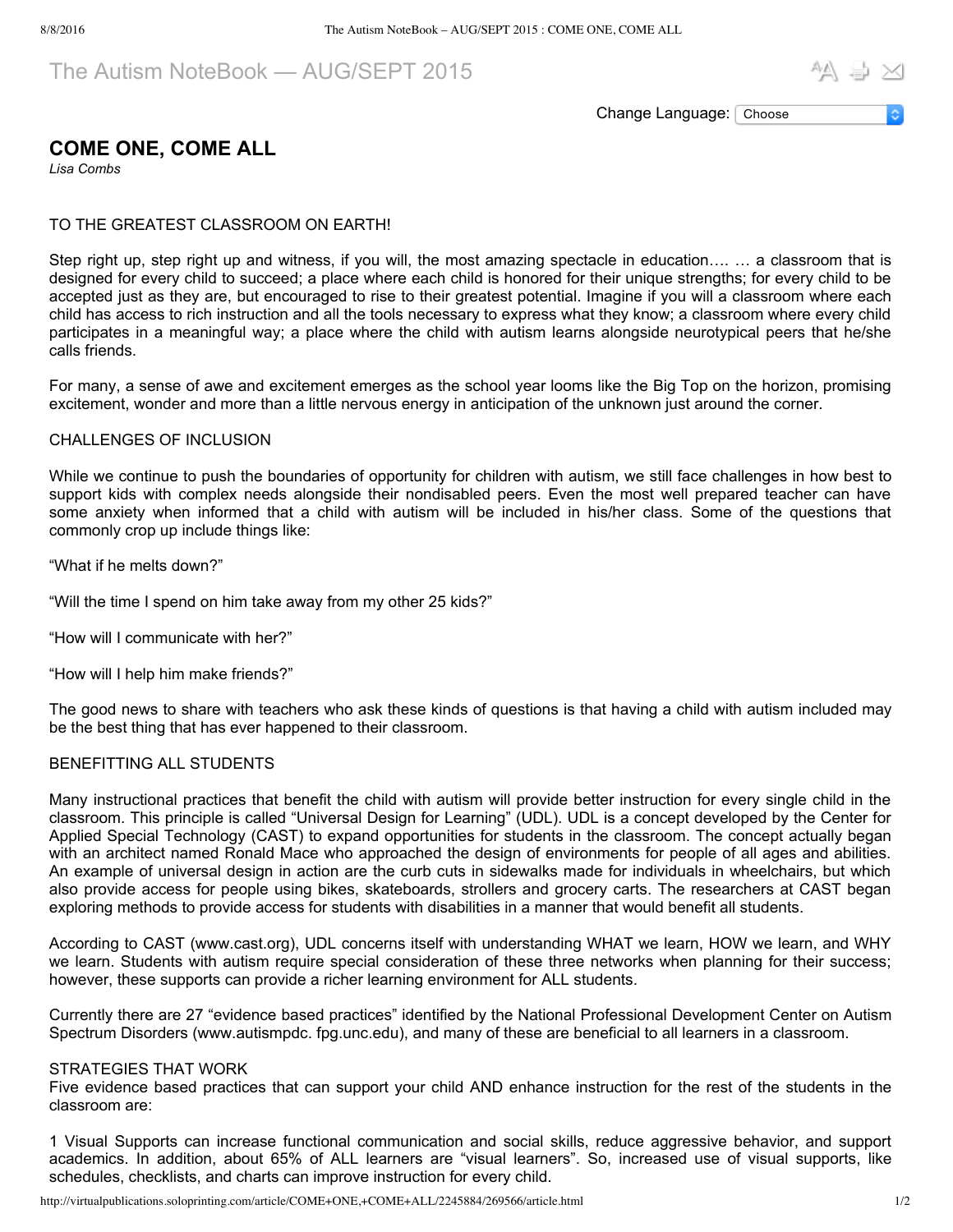# The Autism NoteBook — AUG/SEPT 2015

Change Language: Choose

## COME ONE, COME ALL

*Lisa Combs*

TO THE GREATEST CLASSROOM ON EARTH!

Step right up, step right up and witness, if you will, the most amazing spectacle in education…. … a classroom that is designed for every child to succeed; a place where each child is honored for their unique strengths; for every child to be accepted just as they are, but encouraged to rise to their greatest potential. Imagine if you will a classroom where each child has access to rich instruction and all the tools necessary to express what they know; a classroom where every child participates in a meaningful way; a place where the child with autism learns alongside neurotypical peers that he/she calls friends.

For many, a sense of awe and excitement emerges as the school year looms like the Big Top on the horizon, promising excitement, wonder and more than a little nervous energy in anticipation of the unknown just around the corner.

### CHALLENGES OF INCLUSION

While we continue to push the boundaries of opportunity for children with autism, we still face challenges in how best to support kids with complex needs alongside their nondisabled peers. Even the most well prepared teacher can have some anxiety when informed that a child with autism will be included in his/her class. Some of the questions that commonly crop up include things like:

“What if he melts down?”

“Will the time I spend on him take away from my other 25 kids?”

“How will I communicate with her?”

“How will I help him make friends?”

The good news to share with teachers who ask these kinds of questions is that having a child with autism included may be the best thing that has ever happened to their classroom.

### BENEFITTING ALL STUDENTS

Many instructional practices that benefit the child with autism will provide better instruction for every single child in the classroom. This principle is called “Universal Design for Learning” (UDL). UDL is a concept developed by the Center for Applied Special Technology (CAST) to expand opportunities for students in the classroom. The concept actually began with an architect named Ronald Mace who approached the design of environments for people of all ages and abilities. An example of universal design in action are the curb cuts in sidewalks made for individuals in wheelchairs, but which also provide access for people using bikes, skateboards, strollers and grocery carts. The researchers at CAST began exploring methods to provide access for students with disabilities in a manner that would benefit all students.

According to CAST (www.cast.org), UDL concerns itself with understanding WHAT we learn, HOW we learn, and WHY we learn. Students with autism require special consideration of these three networks when planning for their success; however, these supports can provide a richer learning environment for ALL students.

Currently there are 27 “evidence based practices” identified by the National Professional Development Center on Autism Spectrum Disorders (www.autismpdc. fpg.unc.edu), and many of these are beneficial to all learners in a classroom.

### STRATEGIES THAT WORK

Five evidence based practices that can support your child AND enhance instruction for the rest of the students in the classroom are:

1 Visual Supports can increase functional communication and social skills, reduce aggressive behavior, and support academics. In addition, about 65% of ALL learners are “visual learners”. So, increased use of visual supports, like schedules, checklists, and charts can improve instruction for every child.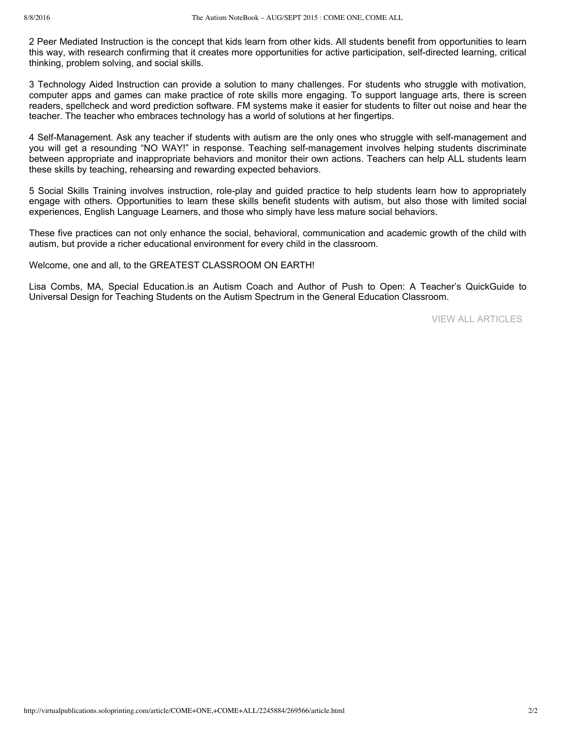2 Peer Mediated Instruction is the concept that kids learn from other kids. All students benefit from opportunities to learn this way, with research confirming that it creates more opportunities for active participation, self-directed learning, critical thinking, problem solving, and social skills.

3 Technology Aided Instruction can provide a solution to many challenges. For students who struggle with motivation, computer apps and games can make practice of rote skills more engaging. To support language arts, there is screen readers, spellcheck and word prediction software. FM systems make it easier for students to filter out noise and hear the teacher. The teacher who embraces technology has a world of solutions at her fingertips.

4 Self-Management. Ask any teacher if students with autism are the only ones who struggle with self-management and you will get a resounding "NO WAY!" in response. Teaching self-management involves helping students discriminate between appropriate and inappropriate behaviors and monitor their own actions. Teachers can help ALL students learn these skills by teaching, rehearsing and rewarding expected behaviors.

5 Social Skills Training involves instruction, role-play and guided practice to help students learn how to appropriately engage with others. Opportunities to learn these skills benefit students with autism, but also those with limited social experiences, English Language Learners, and those who simply have less mature social behaviors.

These five practices can not only enhance the social, behavioral, communication and academic growth of the child with autism, but provide a richer educational environment for every child in the classroom.

Welcome, one and all, to the GREATEST CLASSROOM ON EARTH!

Lisa Combs, MA, Special Education.is an Autism Coach and Author of Push to Open: A Teacher's QuickGuide to Universal Design for Teaching Students on the Autism Spectrum in the General Education Classroom.

VIEW ALL ARTICLES